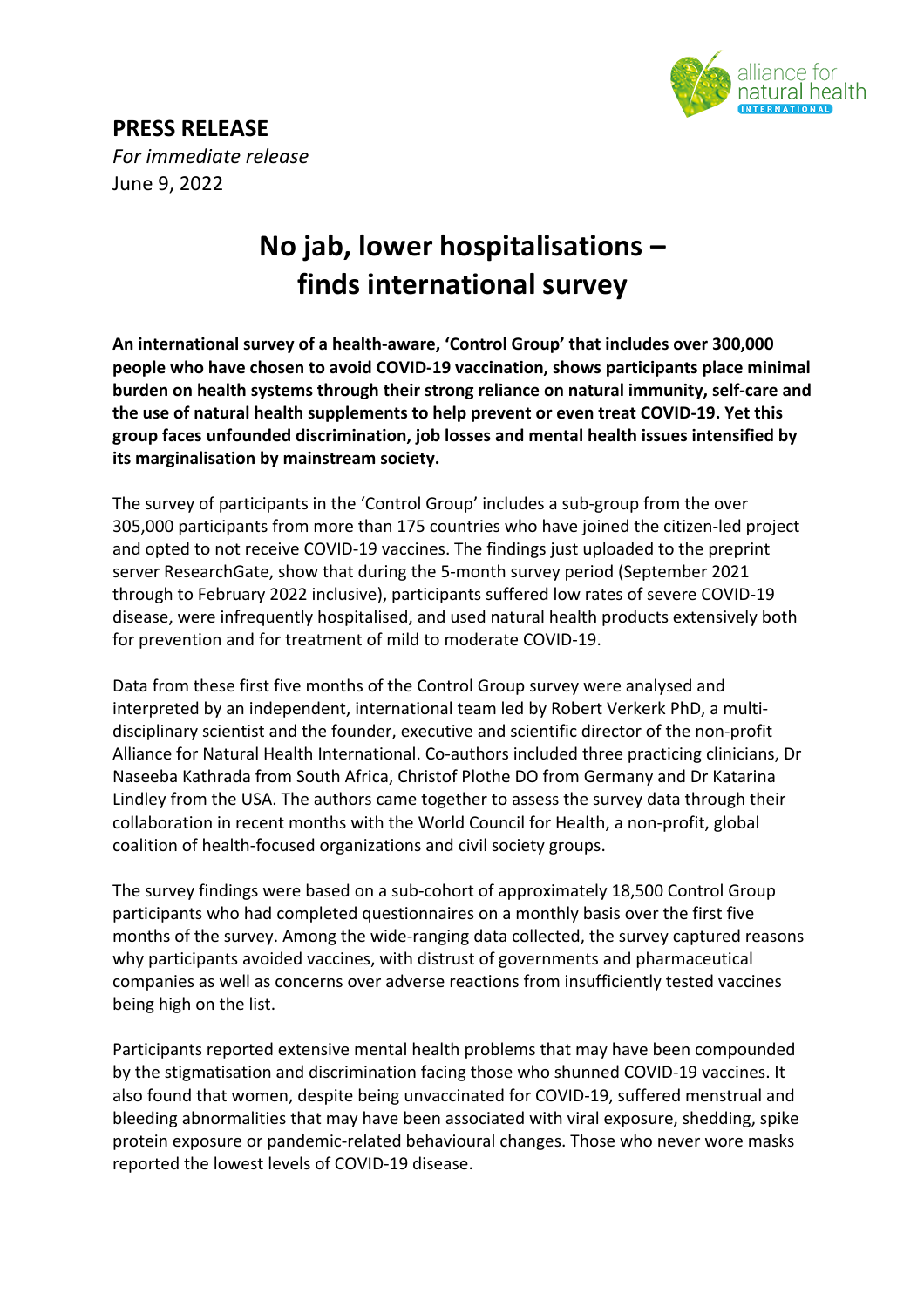**PRESS RELEASE**

*For immediate release*

June 9, 2022

# No jab, lower hospitalisations – finds international survey

**An international survey of a health-aware, 'Control Group' that includes over 300,000 people who have chosen to avoid COVID-19 vaccination, shows participants place minimal burden on health systems through their strong reliance on natural immunity, self-care and the use of natural health supplements to help prevent or even treat COVID-19. Yet this group faces unfounded discrimination, job losses and mental health issues intensified by its marginalisation by mainstream society.**

The survey of participants in the 'Control Group' includes a sub-group from the over 305,000 participants from more than 175 countries who have joined the citizen-led project and opted to not receive COVID-19 vaccines. The findings just uploaded to the preprint server ResearchGate, show that during the 5-month survey period (September 2021 through to February 2022 inclusive), participants suffered low rates of severe COVID-19 disease, were infrequently hospitalised, and used natural health products extensively both for prevention and for treatment of mild to moderate COVID-19.

Data from these first five months of the Control Group survey were analysed and interpreted by an independent, international team led by Robert Verkerk PhD, a multi-disciplinary scientist and the founder, executive and scientific director of the non-profit Alliance for Natural Health International. Co-authors included three practicing clinicians, Dr Naseeba Kathrada from South Africa, Christof Plothe DO from Germany and Dr Katarina Lindley from the USA. The authors came together to assess the survey data through their collaboration in recent months with the World Council for Health, a non-profit, global coalition of health-focused organizations and civil society groups.

The survey findings were based on a sub-cohort of approximately 18,500 Control Group participants who had completed questionnaires on a monthly basis over the first five months of the survey. Among the wide-ranging data collected, the survey captured reasons why participants avoided vaccines, with distrust of governments and pharmaceutical companies as well as concerns over adverse reactions from insufficiently tested vaccines being high on the list.

Participants reported extensive mental health problems that may have been compounded by the stigmatisation and discrimination facing those who shunned COVID-19 vaccines. It also found that women, despite being unvaccinated for COVID-19, suffered menstrual and bleeding abnormalities that may have been associated with viral exposure, shedding, spike protein exposure or pandemic-related behavioural changes. Those who never wore masks reported the lowest levels of COVID-19 disease.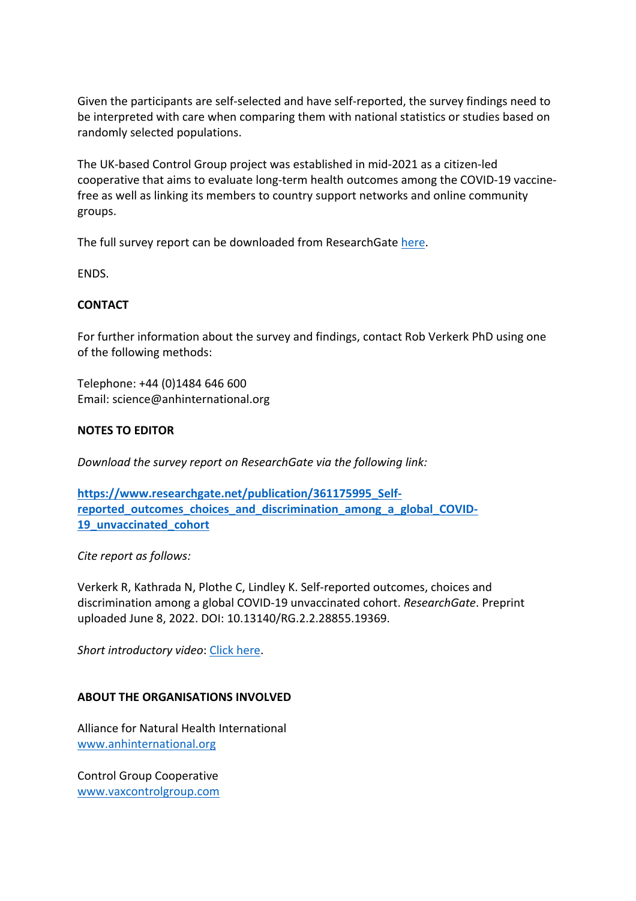Given the participants are self-selected and have self-reported, the survey findings need to be interpreted with care when comparing them with national statistics or studies based on randomly selected populations.

The UK-based Control Group project was established in mid-2021 as a citizen-led cooperative that aims to evaluate long-term health outcomes among the COVID-19 vaccine-free as well as linking its members to country support networks and online community groups.

The full survey report can be downloaded from ResearchGate here.

ENDS.

**CONTACT**

For further information about the survey and findings, contact Rob Verkerk PhD using one of the following methods:

Telephone: +44 (0)1484 646 600
Email: science@anhinternational.org

**NOTES TO EDITOR**

*Download the survey report on ResearchGate via the following link:*

**https://www.researchgate.net/publication/361175995_Self-reported_outcomes_choices_and_discrimination_among_a_global_COVID-19_unvaccinated_cohort**

*Cite report as follows:*

Verkerk R, Kathrada N, Plothe C, Lindley K. Self-reported outcomes, choices and discrimination among a global COVID-19 unvaccinated cohort. *ResearchGate*. Preprint uploaded June 8, 2022. DOI: 10.13140/RG.2.2.28855.19369.

*Short introductory video*: Click here.

**ABOUT THE ORGANISATIONS INVOLVED**

Alliance for Natural Health International
www.anhinternational.org

Control Group Cooperative
www.vaxcontrolgroup.com